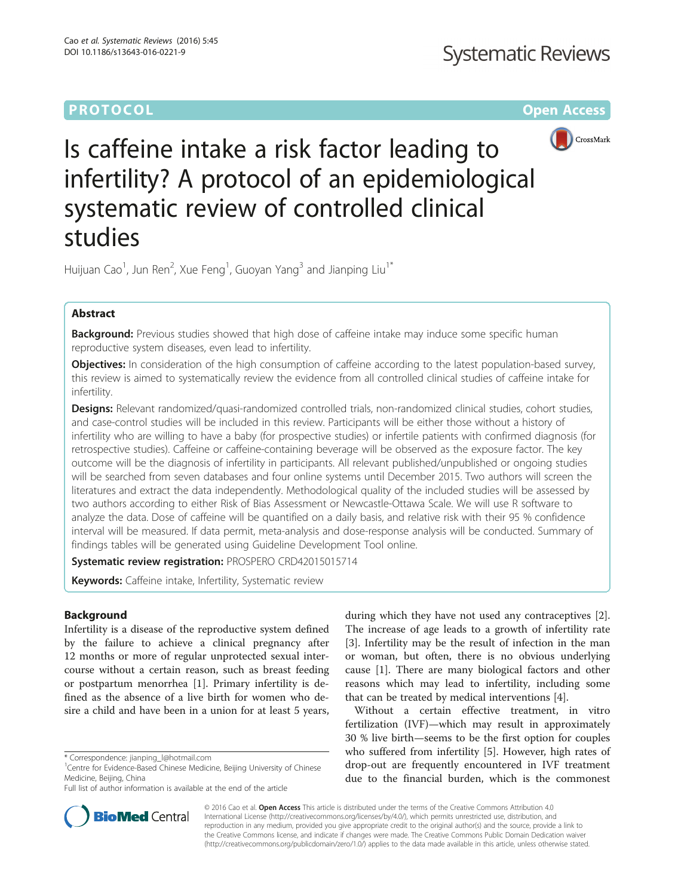PROTOCOL

Open Access

# Is caffeine intake a risk factor leading to infertility? A protocol of an epidemiological systematic review of controlled clinical studies

Huijuan Cao[1], Jun Ren[2], Xue Feng[1], Guoyan Yang[3] and Jianping Liu[1*]

## Abstract

**Background:** Previous studies showed that high dose of caffeine intake may induce some specific human reproductive system diseases, even lead to infertility.

**Objectives:** In consideration of the high consumption of caffeine according to the latest population-based survey, this review is aimed to systematically review the evidence from all controlled clinical studies of caffeine intake for infertility.

**Designs:** Relevant randomized/quasi-randomized controlled trials, non-randomized clinical studies, cohort studies, and case-control studies will be included in this review. Participants will be either those without a history of infertility who are willing to have a baby (for prospective studies) or infertile patients with confirmed diagnosis (for retrospective studies). Caffeine or caffeine-containing beverage will be observed as the exposure factor. The key outcome will be the diagnosis of infertility in participants. All relevant published/unpublished or ongoing studies will be searched from seven databases and four online systems until December 2015. Two authors will screen the literatures and extract the data independently. Methodological quality of the included studies will be assessed by two authors according to either Risk of Bias Assessment or Newcastle-Ottawa Scale. We will use R software to analyze the data. Dose of caffeine will be quantified on a daily basis, and relative risk with their 95 % confidence interval will be measured. If data permit, meta-analysis and dose-response analysis will be conducted. Summary of findings tables will be generated using Guideline Development Tool online.

**Systematic review registration:** PROSPERO CRD42015015714

**Keywords:** Caffeine intake, Infertility, Systematic review

## Background

Infertility is a disease of the reproductive system defined by the failure to achieve a clinical pregnancy after 12 months or more of regular unprotected sexual intercourse without a certain reason, such as breast feeding or postpartum menorrhea [1]. Primary infertility is defined as the absence of a live birth for women who desire a child and have been in a union for at least 5 years, during which they have not used any contraceptives [2]. The increase of age leads to a growth of infertility rate [3]. Infertility may be the result of infection in the man or woman, but often, there is no obvious underlying cause [1]. There are many biological factors and other reasons which may lead to infertility, including some that can be treated by medical interventions [4].

Without a certain effective treatment, in vitro fertilization (IVF)—which may result in approximately 30 % live birth—seems to be the first option for couples who suffered from infertility [5]. However, high rates of drop-out are frequently encountered in IVF treatment due to the financial burden, which is the commonest

* Correspondence: jianping_l@hotmail.com
[1]Centre for Evidence-Based Chinese Medicine, Beijing University of Chinese Medicine, Beijing, China
Full list of author information is available at the end of the article

© 2016 Cao et al. **Open Access** This article is distributed under the terms of the Creative Commons Attribution 4.0 International License (http://creativecommons.org/licenses/by/4.0/), which permits unrestricted use, distribution, and reproduction in any medium, provided you give appropriate credit to the original author(s) and the source, provide a link to the Creative Commons license, and indicate if changes were made. The Creative Commons Public Domain Dedication waiver (http://creativecommons.org/publicdomain/zero/1.0/) applies to the data made available in this article, unless otherwise stated.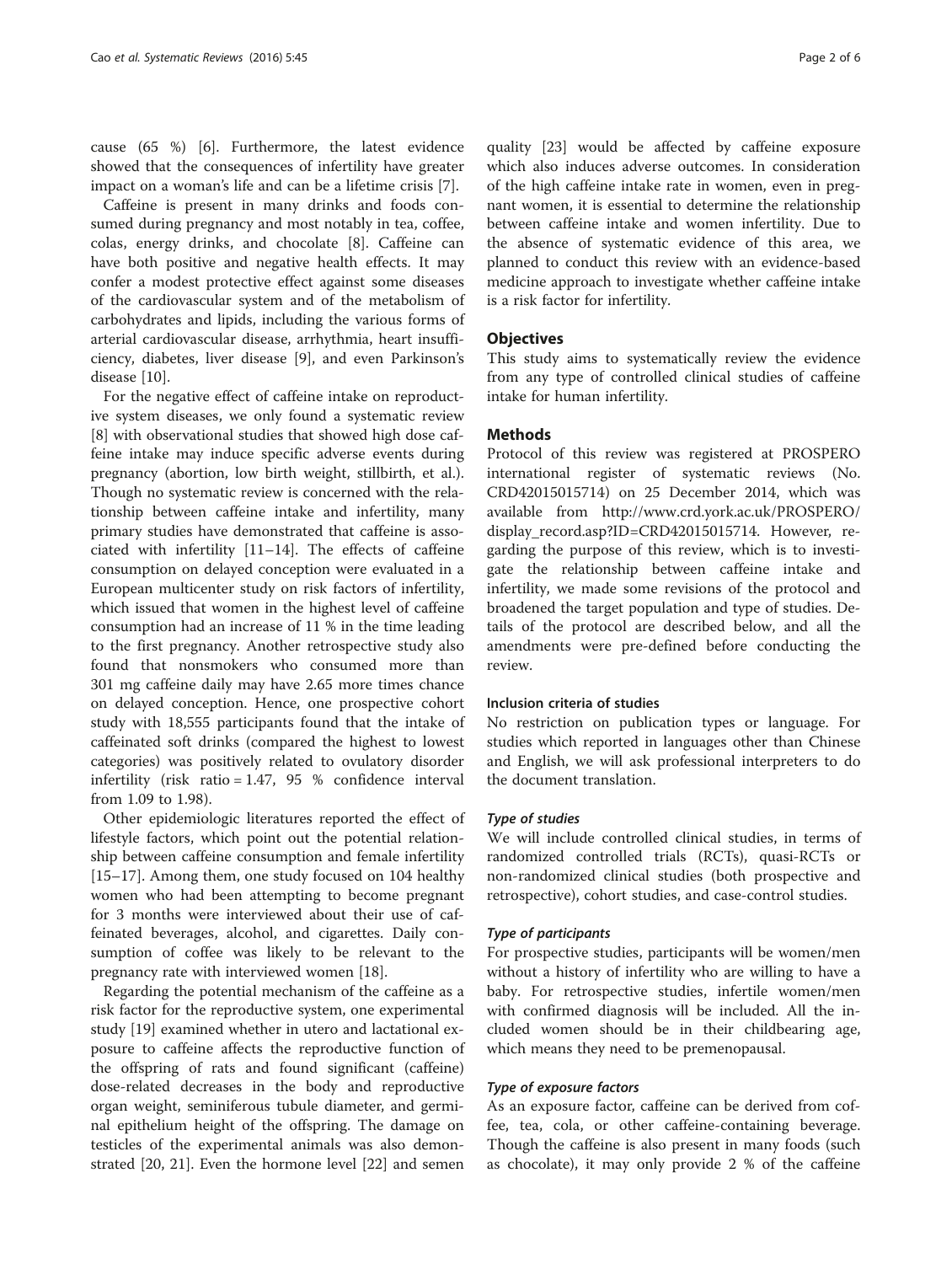cause (65 %) [6]. Furthermore, the latest evidence showed that the consequences of infertility have greater impact on a woman's life and can be a lifetime crisis [7].

Caffeine is present in many drinks and foods consumed during pregnancy and most notably in tea, coffee, colas, energy drinks, and chocolate [8]. Caffeine can have both positive and negative health effects. It may confer a modest protective effect against some diseases of the cardiovascular system and of the metabolism of carbohydrates and lipids, including the various forms of arterial cardiovascular disease, arrhythmia, heart insufficiency, diabetes, liver disease [9], and even Parkinson's disease [10].

For the negative effect of caffeine intake on reproductive system diseases, we only found a systematic review [8] with observational studies that showed high dose caffeine intake may induce specific adverse events during pregnancy (abortion, low birth weight, stillbirth, et al.). Though no systematic review is concerned with the relationship between caffeine intake and infertility, many primary studies have demonstrated that caffeine is associated with infertility [11–14]. The effects of caffeine consumption on delayed conception were evaluated in a European multicenter study on risk factors of infertility, which issued that women in the highest level of caffeine consumption had an increase of 11 % in the time leading to the first pregnancy. Another retrospective study also found that nonsmokers who consumed more than 301 mg caffeine daily may have 2.65 more times chance on delayed conception. Hence, one prospective cohort study with 18,555 participants found that the intake of caffeinated soft drinks (compared the highest to lowest categories) was positively related to ovulatory disorder infertility (risk ratio = 1.47, 95 % confidence interval from 1.09 to 1.98).

Other epidemiologic literatures reported the effect of lifestyle factors, which point out the potential relationship between caffeine consumption and female infertility [15–17]. Among them, one study focused on 104 healthy women who had been attempting to become pregnant for 3 months were interviewed about their use of caffeinated beverages, alcohol, and cigarettes. Daily consumption of coffee was likely to be relevant to the pregnancy rate with interviewed women [18].

Regarding the potential mechanism of the caffeine as a risk factor for the reproductive system, one experimental study [19] examined whether in utero and lactational exposure to caffeine affects the reproductive function of the offspring of rats and found significant (caffeine) dose-related decreases in the body and reproductive organ weight, seminiferous tubule diameter, and germinal epithelium height of the offspring. The damage on testicles of the experimental animals was also demonstrated [20, 21]. Even the hormone level [22] and semen quality [23] would be affected by caffeine exposure which also induces adverse outcomes. In consideration of the high caffeine intake rate in women, even in pregnant women, it is essential to determine the relationship between caffeine intake and women infertility. Due to the absence of systematic evidence of this area, we planned to conduct this review with an evidence-based medicine approach to investigate whether caffeine intake is a risk factor for infertility.

## Objectives

This study aims to systematically review the evidence from any type of controlled clinical studies of caffeine intake for human infertility.

## Methods

Protocol of this review was registered at PROSPERO international register of systematic reviews (No. CRD42015015714) on 25 December 2014, which was available from http://www.crd.york.ac.uk/PROSPERO/display_record.asp?ID=CRD42015015714. However, regarding the purpose of this review, which is to investigate the relationship between caffeine intake and infertility, we made some revisions of the protocol and broadened the target population and type of studies. Details of the protocol are described below, and all the amendments were pre-defined before conducting the review.

### Inclusion criteria of studies

No restriction on publication types or language. For studies which reported in languages other than Chinese and English, we will ask professional interpreters to do the document translation.

#### *Type of studies*

We will include controlled clinical studies, in terms of randomized controlled trials (RCTs), quasi-RCTs or non-randomized clinical studies (both prospective and retrospective), cohort studies, and case-control studies.

#### *Type of participants*

For prospective studies, participants will be women/men without a history of infertility who are willing to have a baby. For retrospective studies, infertile women/men with confirmed diagnosis will be included. All the included women should be in their childbearing age, which means they need to be premenopausal.

#### *Type of exposure factors*

As an exposure factor, caffeine can be derived from coffee, tea, cola, or other caffeine-containing beverage. Though the caffeine is also present in many foods (such as chocolate), it may only provide 2 % of the caffeine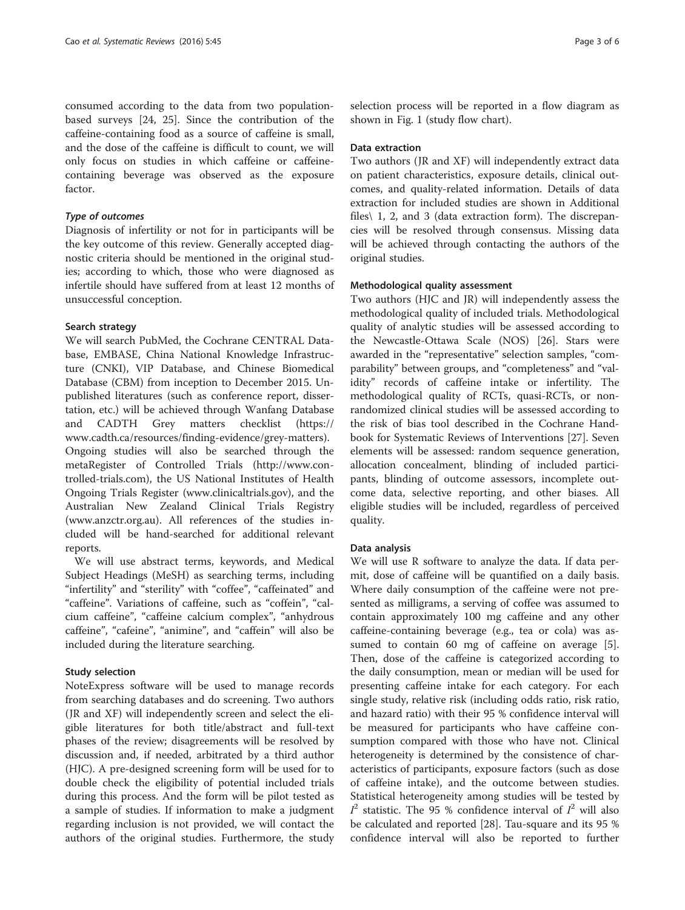consumed according to the data from two population-based surveys [24, 25]. Since the contribution of the caffeine-containing food as a source of caffeine is small, and the dose of the caffeine is difficult to count, we will only focus on studies in which caffeine or caffeine-containing beverage was observed as the exposure factor.

#### *Type of outcomes*

Diagnosis of infertility or not for in participants will be the key outcome of this review. Generally accepted diagnostic criteria should be mentioned in the original studies; according to which, those who were diagnosed as infertile should have suffered from at least 12 months of unsuccessful conception.

### Search strategy

We will search PubMed, the Cochrane CENTRAL Database, EMBASE, China National Knowledge Infrastructure (CNKI), VIP Database, and Chinese Biomedical Database (CBM) from inception to December 2015. Unpublished literatures (such as conference report, dissertation, etc.) will be achieved through Wanfang Database and CADTH Grey matters checklist (https://www.cadth.ca/resources/finding-evidence/grey-matters). Ongoing studies will also be searched through the metaRegister of Controlled Trials (http://www.controlled-trials.com), the US National Institutes of Health Ongoing Trials Register (www.clinicaltrials.gov), and the Australian New Zealand Clinical Trials Registry (www.anzctr.org.au). All references of the studies included will be hand-searched for additional relevant reports.

We will use abstract terms, keywords, and Medical Subject Headings (MeSH) as searching terms, including "infertility" and "sterility" with "coffee", "caffeinated" and "caffeine". Variations of caffeine, such as "coffein", "calcium caffeine", "caffeine calcium complex", "anhydrous caffeine", "cafeine", "animine", and "caffein" will also be included during the literature searching.

### Study selection

NoteExpress software will be used to manage records from searching databases and do screening. Two authors (JR and XF) will independently screen and select the eligible literatures for both title/abstract and full-text phases of the review; disagreements will be resolved by discussion and, if needed, arbitrated by a third author (HJC). A pre-designed screening form will be used for to double check the eligibility of potential included trials during this process. And the form will be pilot tested as a sample of studies. If information to make a judgment regarding inclusion is not provided, we will contact the authors of the original studies. Furthermore, the study selection process will be reported in a flow diagram as shown in Fig. 1 (study flow chart).

### Data extraction

Two authors (JR and XF) will independently extract data on patient characteristics, exposure details, clinical outcomes, and quality-related information. Details of data extraction for included studies are shown in Additional files\ 1, 2, and 3 (data extraction form). The discrepancies will be resolved through consensus. Missing data will be achieved through contacting the authors of the original studies.

### Methodological quality assessment

Two authors (HJC and JR) will independently assess the methodological quality of included trials. Methodological quality of analytic studies will be assessed according to the Newcastle-Ottawa Scale (NOS) [26]. Stars were awarded in the "representative" selection samples, "comparability" between groups, and "completeness" and "validity" records of caffeine intake or infertility. The methodological quality of RCTs, quasi-RCTs, or non-randomized clinical studies will be assessed according to the risk of bias tool described in the Cochrane Handbook for Systematic Reviews of Interventions [27]. Seven elements will be assessed: random sequence generation, allocation concealment, blinding of included participants, blinding of outcome assessors, incomplete outcome data, selective reporting, and other biases. All eligible studies will be included, regardless of perceived quality.

### Data analysis

We will use R software to analyze the data. If data permit, dose of caffeine will be quantified on a daily basis. Where daily consumption of the caffeine were not presented as milligrams, a serving of coffee was assumed to contain approximately 100 mg caffeine and any other caffeine-containing beverage (e.g., tea or cola) was assumed to contain 60 mg of caffeine on average [5]. Then, dose of the caffeine is categorized according to the daily consumption, mean or median will be used for presenting caffeine intake for each category. For each single study, relative risk (including odds ratio, risk ratio, and hazard ratio) with their 95 % confidence interval will be measured for participants who have caffeine consumption compared with those who have not. Clinical heterogeneity is determined by the consistence of characteristics of participants, exposure factors (such as dose of caffeine intake), and the outcome between studies. Statistical heterogeneity among studies will be tested by $I^2$ statistic. The 95 % confidence interval of $I^2$ will also be calculated and reported [28]. Tau-square and its 95 % confidence interval will also be reported to further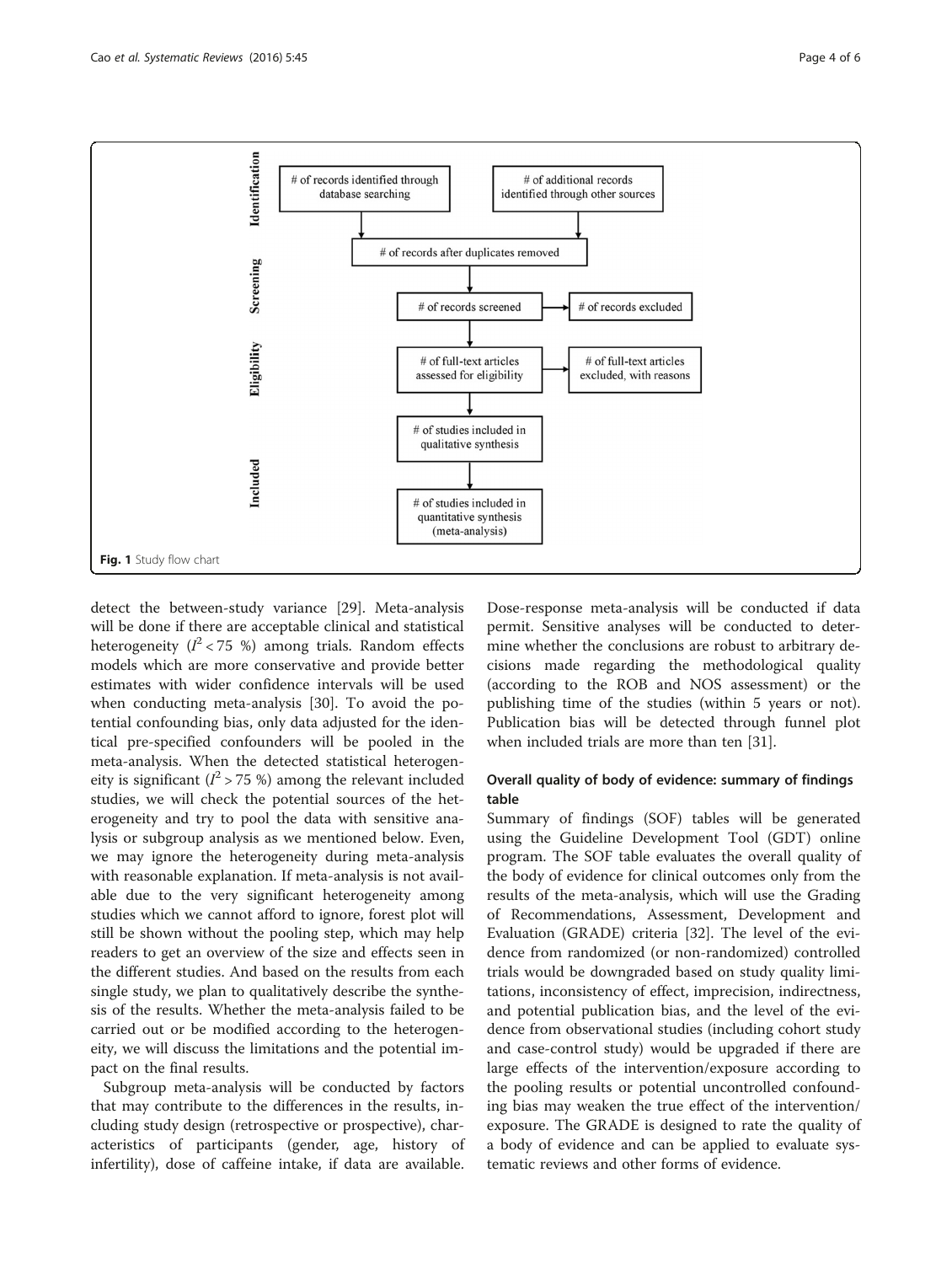Identification

# of records identified through database searching

# of additional records identified through other sources

# of records after duplicates removed

Screening

# of records screened

# of records excluded

Eligibility

# of full-text articles assessed for eligibility

# of full-text articles excluded, with reasons

Included

# of studies included in qualitative synthesis

# of studies included in quantitative synthesis (meta-analysis)

**Fig. 1** Study flow chart

detect the between-study variance [29]. Meta-analysis will be done if there are acceptable clinical and statistical heterogeneity ($I^2 < 75$ %) among trials. Random effects models which are more conservative and provide better estimates with wider confidence intervals will be used when conducting meta-analysis [30]. To avoid the potential confounding bias, only data adjusted for the identical pre-specified confounders will be pooled in the meta-analysis. When the detected statistical heterogeneity is significant ($I^2 > 75$ %) among the relevant included studies, we will check the potential sources of the heterogeneity and try to pool the data with sensitive analysis or subgroup analysis as we mentioned below. Even, we may ignore the heterogeneity during meta-analysis with reasonable explanation. If meta-analysis is not available due to the very significant heterogeneity among studies which we cannot afford to ignore, forest plot will still be shown without the pooling step, which may help readers to get an overview of the size and effects seen in the different studies. And based on the results from each single study, we plan to qualitatively describe the synthesis of the results. Whether the meta-analysis failed to be carried out or be modified according to the heterogeneity, we will discuss the limitations and the potential impact on the final results.

Subgroup meta-analysis will be conducted by factors that may contribute to the differences in the results, including study design (retrospective or prospective), characteristics of participants (gender, age, history of infertility), dose of caffeine intake, if data are available. Dose-response meta-analysis will be conducted if data permit. Sensitive analyses will be conducted to determine whether the conclusions are robust to arbitrary decisions made regarding the methodological quality (according to the ROB and NOS assessment) or the publishing time of the studies (within 5 years or not). Publication bias will be detected through funnel plot when included trials are more than ten [31].

### Overall quality of body of evidence: summary of findings table

Summary of findings (SOF) tables will be generated using the Guideline Development Tool (GDT) online program. The SOF table evaluates the overall quality of the body of evidence for clinical outcomes only from the results of the meta-analysis, which will use the Grading of Recommendations, Assessment, Development and Evaluation (GRADE) criteria [32]. The level of the evidence from randomized (or non-randomized) controlled trials would be downgraded based on study quality limitations, inconsistency of effect, imprecision, indirectness, and potential publication bias, and the level of the evidence from observational studies (including cohort study and case-control study) would be upgraded if there are large effects of the intervention/exposure according to the pooling results or potential uncontrolled confounding bias may weaken the true effect of the intervention/exposure. The GRADE is designed to rate the quality of a body of evidence and can be applied to evaluate systematic reviews and other forms of evidence.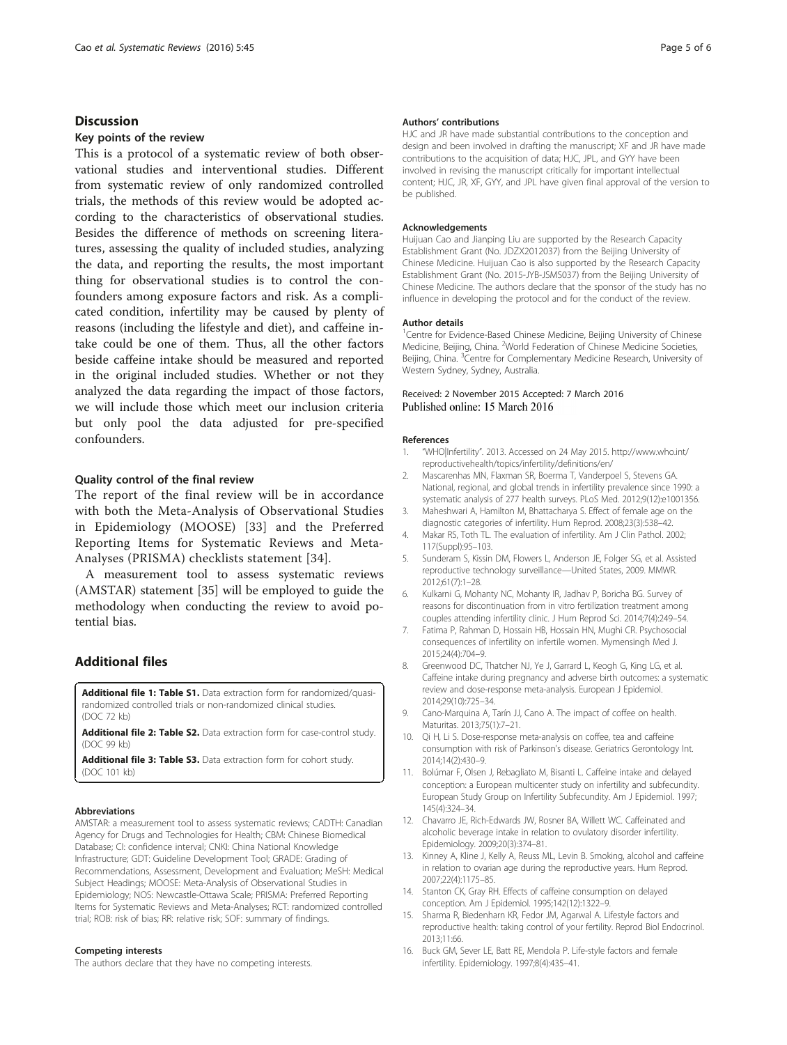## Discussion

### Key points of the review

This is a protocol of a systematic review of both observational studies and interventional studies. Different from systematic review of only randomized controlled trials, the methods of this review would be adopted according to the characteristics of observational studies. Besides the difference of methods on screening literatures, assessing the quality of included studies, analyzing the data, and reporting the results, the most important thing for observational studies is to control the confounders among exposure factors and risk. As a complicated condition, infertility may be caused by plenty of reasons (including the lifestyle and diet), and caffeine intake could be one of them. Thus, all the other factors beside caffeine intake should be measured and reported in the original included studies. Whether or not they analyzed the data regarding the impact of those factors, we will include those which meet our inclusion criteria but only pool the data adjusted for pre-specified confounders.

### Quality control of the final review

The report of the final review will be in accordance with both the Meta-Analysis of Observational Studies in Epidemiology (MOOSE) [33] and the Preferred Reporting Items for Systematic Reviews and Meta-Analyses (PRISMA) checklists statement [34].

A measurement tool to assess systematic reviews (AMSTAR) statement [35] will be employed to guide the methodology when conducting the review to avoid potential bias.

## Additional files

**Additional file 1: Table S1.** Data extraction form for randomized/quasi-randomized controlled trials or non-randomized clinical studies. (DOC 72 kb)

**Additional file 2: Table S2.** Data extraction form for case-control study. (DOC 99 kb)

**Additional file 3: Table S3.** Data extraction form for cohort study. (DOC 101 kb)

#### Abbreviations

AMSTAR: a measurement tool to assess systematic reviews; CADTH: Canadian Agency for Drugs and Technologies for Health; CBM: Chinese Biomedical Database; CI: confidence interval; CNKI: China National Knowledge Infrastructure; GDT: Guideline Development Tool; GRADE: Grading of Recommendations, Assessment, Development and Evaluation; MeSH: Medical Subject Headings; MOOSE: Meta-Analysis of Observational Studies in Epidemiology; NOS: Newcastle-Ottawa Scale; PRISMA: Preferred Reporting Items for Systematic Reviews and Meta-Analyses; RCT: randomized controlled trial; ROB: risk of bias; RR: relative risk; SOF: summary of findings.

#### Competing interests

The authors declare that they have no competing interests.

#### Authors' contributions

HJC and JR have made substantial contributions to the conception and design and been involved in drafting the manuscript; XF and JR have made contributions to the acquisition of data; HJC, JPL, and GYY have been involved in revising the manuscript critically for important intellectual content; HJC, JR, XF, GYY, and JPL have given final approval of the version to be published.

#### Acknowledgements

Huijuan Cao and Jianping Liu are supported by the Research Capacity Establishment Grant (No. JDZX2012037) from the Beijing University of Chinese Medicine. Huijuan Cao is also supported by the Research Capacity Establishment Grant (No. 2015-JYB-JSMS037) from the Beijing University of Chinese Medicine. The authors declare that the sponsor of the study has no influence in developing the protocol and for the conduct of the review.

#### Author details

[1]Centre for Evidence-Based Chinese Medicine, Beijing University of Chinese Medicine, Beijing, China. [2]World Federation of Chinese Medicine Societies, Beijing, China. [3]Centre for Complementary Medicine Research, University of Western Sydney, Sydney, Australia.

Received: 2 November 2015 Accepted: 7 March 2016
Published online: 15 March 2016

#### References

1. "WHO|Infertility". 2013. Accessed on 24 May 2015. http://www.who.int/reproductivehealth/topics/infertility/definitions/en/
2. Mascarenhas MN, Flaxman SR, Boerma T, Vanderpoel S, Stevens GA. National, regional, and global trends in infertility prevalence since 1990: a systematic analysis of 277 health surveys. PLoS Med. 2012;9(12):e1001356.
3. Maheshwari A, Hamilton M, Bhattacharya S. Effect of female age on the diagnostic categories of infertility. Hum Reprod. 2008;23(3):538–42.
4. Makar RS, Toth TL. The evaluation of infertility. Am J Clin Pathol. 2002; 117(Suppl):95–103.
5. Sunderam S, Kissin DM, Flowers L, Anderson JE, Folger SG, et al. Assisted reproductive technology surveillance—United States, 2009. MMWR. 2012;61(7):1–28.
6. Kulkarni G, Mohanty NC, Mohanty IR, Jadhav P, Boricha BG. Survey of reasons for discontinuation from in vitro fertilization treatment among couples attending infertility clinic. J Hum Reprod Sci. 2014;7(4):249–54.
7. Fatima P, Rahman D, Hossain HB, Hossain HN, Mughi CR. Psychosocial consequences of infertility on infertile women. Mymensingh Med J. 2015;24(4):704–9.
8. Greenwood DC, Thatcher NJ, Ye J, Garrard L, Keogh G, King LG, et al. Caffeine intake during pregnancy and adverse birth outcomes: a systematic review and dose-response meta-analysis. European J Epidemiol. 2014;29(10):725–34.
9. Cano-Marquina A, Tarín JJ, Cano A. The impact of coffee on health. Maturitas. 2013;75(1):7–21.
10. Qi H, Li S. Dose-response meta-analysis on coffee, tea and caffeine consumption with risk of Parkinson's disease. Geriatrics Gerontology Int. 2014;14(2):430–9.
11. Bolúmar F, Olsen J, Rebagliato M, Bisanti L. Caffeine intake and delayed conception: a European multicenter study on infertility and subfecundity. European Study Group on Infertility Subfecundity. Am J Epidemiol. 1997; 145(4):324–34.
12. Chavarro JE, Rich-Edwards JW, Rosner BA, Willett WC. Caffeinated and alcoholic beverage intake in relation to ovulatory disorder infertility. Epidemiology. 2009;20(3):374–81.
13. Kinney A, Kline J, Kelly A, Reuss ML, Levin B. Smoking, alcohol and caffeine in relation to ovarian age during the reproductive years. Hum Reprod. 2007;22(4):1175–85.
14. Stanton CK, Gray RH. Effects of caffeine consumption on delayed conception. Am J Epidemiol. 1995;142(12):1322–9.
15. Sharma R, Biedenharn KR, Fedor JM, Agarwal A. Lifestyle factors and reproductive health: taking control of your fertility. Reprod Biol Endocrinol. 2013;11:66.
16. Buck GM, Sever LE, Batt RE, Mendola P. Life-style factors and female infertility. Epidemiology. 1997;8(4):435–41.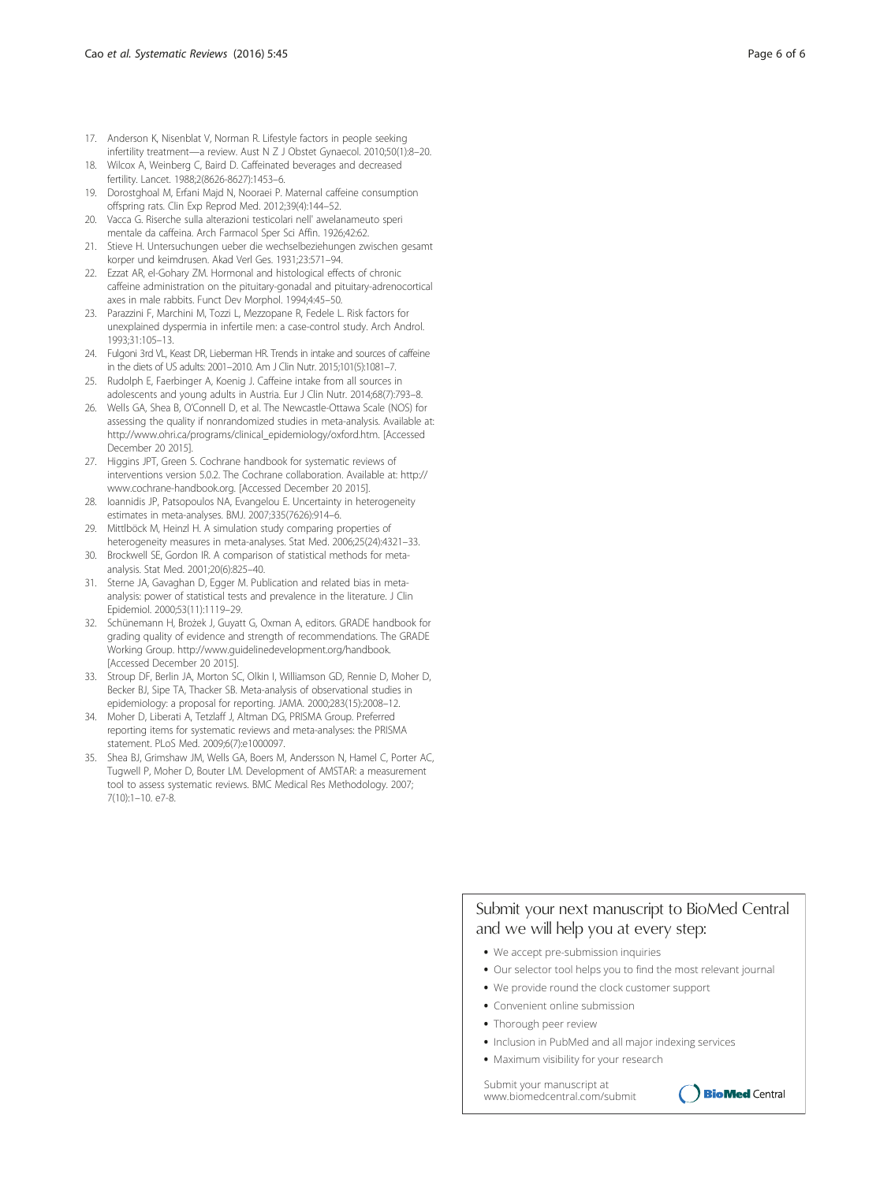17. Anderson K, Nisenblat V, Norman R. Lifestyle factors in people seeking infertility treatment—a review. Aust N Z J Obstet Gynaecol. 2010;50(1):8–20.
18. Wilcox A, Weinberg C, Baird D. Caffeinated beverages and decreased fertility. Lancet. 1988;2(8626-8627):1453–6.
19. Dorostghoal M, Erfani Majd N, Nooraei P. Maternal caffeine consumption offspring rats. Clin Exp Reprod Med. 2012;39(4):144–52.
20. Vacca G. Riserche sulla alterazioni testicolari nell' awelanameuto speri mentale da caffeina. Arch Farmacol Sper Sci Affin. 1926;42:62.
21. Stieve H. Untersuchungen ueber die wechselbeziehungen zwischen gesamt korper und keimdrusen. Akad Verl Ges. 1931;23:571–94.
22. Ezzat AR, el-Gohary ZM. Hormonal and histological effects of chronic caffeine administration on the pituitary-gonadal and pituitary-adrenocortical axes in male rabbits. Funct Dev Morphol. 1994;4:45–50.
23. Parazzini F, Marchini M, Tozzi L, Mezzopane R, Fedele L. Risk factors for unexplained dyspermia in infertile men: a case-control study. Arch Androl. 1993;31:105–13.
24. Fulgoni 3rd VL, Keast DR, Lieberman HR. Trends in intake and sources of caffeine in the diets of US adults: 2001–2010. Am J Clin Nutr. 2015;101(5):1081–7.
25. Rudolph E, Faerbinger A, Koenig J. Caffeine intake from all sources in adolescents and young adults in Austria. Eur J Clin Nutr. 2014;68(7):793–8.
26. Wells GA, Shea B, O'Connell D, et al. The Newcastle-Ottawa Scale (NOS) for assessing the quality if nonrandomized studies in meta-analysis. Available at: http://www.ohri.ca/programs/clinical_epidemiology/oxford.htm. [Accessed December 20 2015].
27. Higgins JPT, Green S. Cochrane handbook for systematic reviews of interventions version 5.0.2. The Cochrane collaboration. Available at: http://www.cochrane-handbook.org. [Accessed December 20 2015].
28. Ioannidis JP, Patsopoulos NA, Evangelou E. Uncertainty in heterogeneity estimates in meta-analyses. BMJ. 2007;335(7626):914–6.
29. Mittlböck M, Heinzl H. A simulation study comparing properties of heterogeneity measures in meta-analyses. Stat Med. 2006;25(24):4321–33.
30. Brockwell SE, Gordon IR. A comparison of statistical methods for meta-analysis. Stat Med. 2001;20(6):825–40.
31. Sterne JA, Gavaghan D, Egger M. Publication and related bias in meta-analysis: power of statistical tests and prevalence in the literature. J Clin Epidemiol. 2000;53(11):1119–29.
32. Schünemann H, Brożek J, Guyatt G, Oxman A, editors. GRADE handbook for grading quality of evidence and strength of recommendations. The GRADE Working Group. http://www.guidelinedevelopment.org/handbook. [Accessed December 20 2015].
33. Stroup DF, Berlin JA, Morton SC, Olkin I, Williamson GD, Rennie D, Moher D, Becker BJ, Sipe TA, Thacker SB. Meta-analysis of observational studies in epidemiology: a proposal for reporting. JAMA. 2000;283(15):2008–12.
34. Moher D, Liberati A, Tetzlaff J, Altman DG, PRISMA Group. Preferred reporting items for systematic reviews and meta-analyses: the PRISMA statement. PLoS Med. 2009;6(7):e1000097.
35. Shea BJ, Grimshaw JM, Wells GA, Boers M, Andersson N, Hamel C, Porter AC, Tugwell P, Moher D, Bouter LM. Development of AMSTAR: a measurement tool to assess systematic reviews. BMC Medical Res Methodology. 2007; 7(10):1–10. e7-8.

Submit your next manuscript to BioMed Central and we will help you at every step:

- We accept pre-submission inquiries
- Our selector tool helps you to find the most relevant journal
- We provide round the clock customer support
- Convenient online submission
- Thorough peer review
- Inclusion in PubMed and all major indexing services
- Maximum visibility for your research

Submit your manuscript at www.biomedcentral.com/submit

BioMed Central